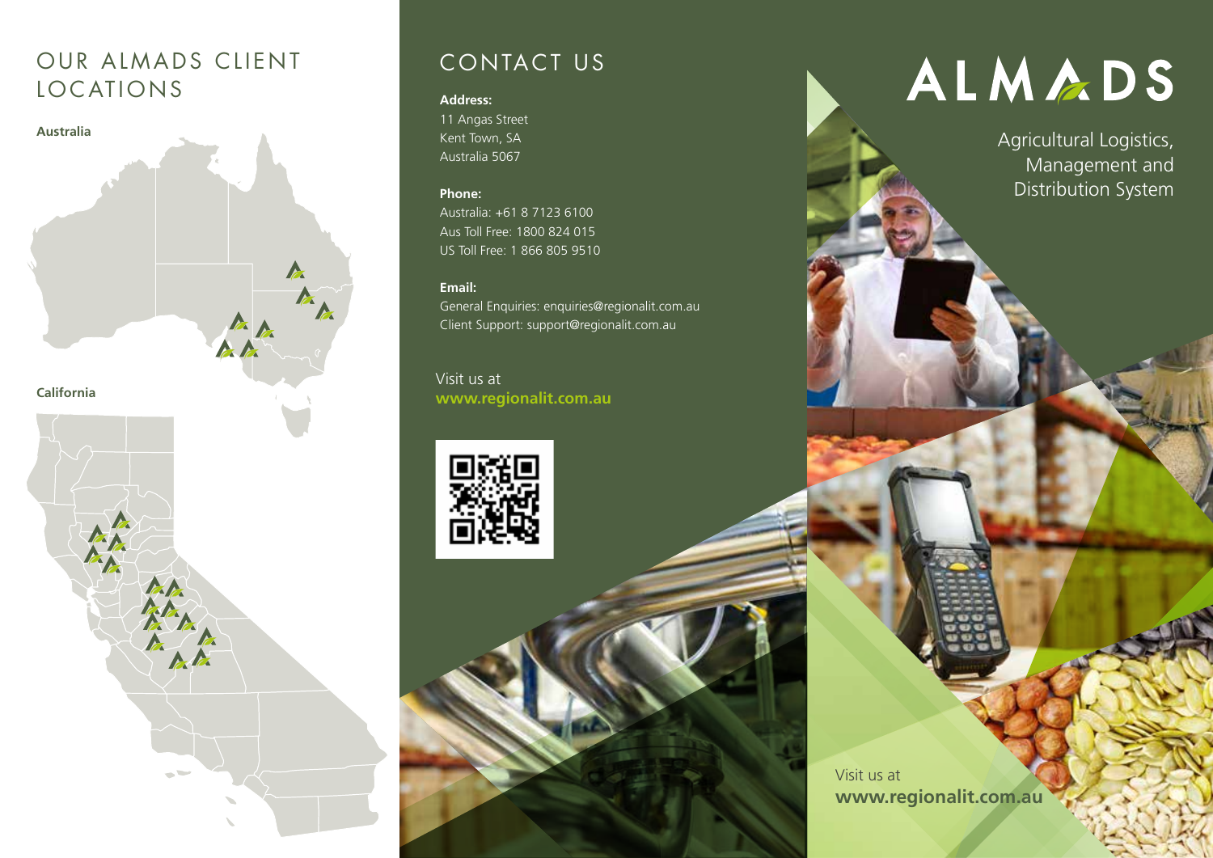## OUR ALMADS CLIENT LOCATIONS

**Australia**

**California**

## CONTACT US

**Address:**
11 Angas Street
Kent Town, SA
Australia 5067

**Phone:**
Australia: +61 8 7123 6100
Aus Toll Free: 1800 824 015
US Toll Free: 1 866 805 9510

**Email:**
General Enquiries: enquiries@regionalit.com.au
Client Support: support@regionalit.com.au

Visit us at
**www.regionalit.com.au**

# ALMADS

Agricultural Logistics, Management and Distribution System

Visit us at
**www.regionalit.com.au**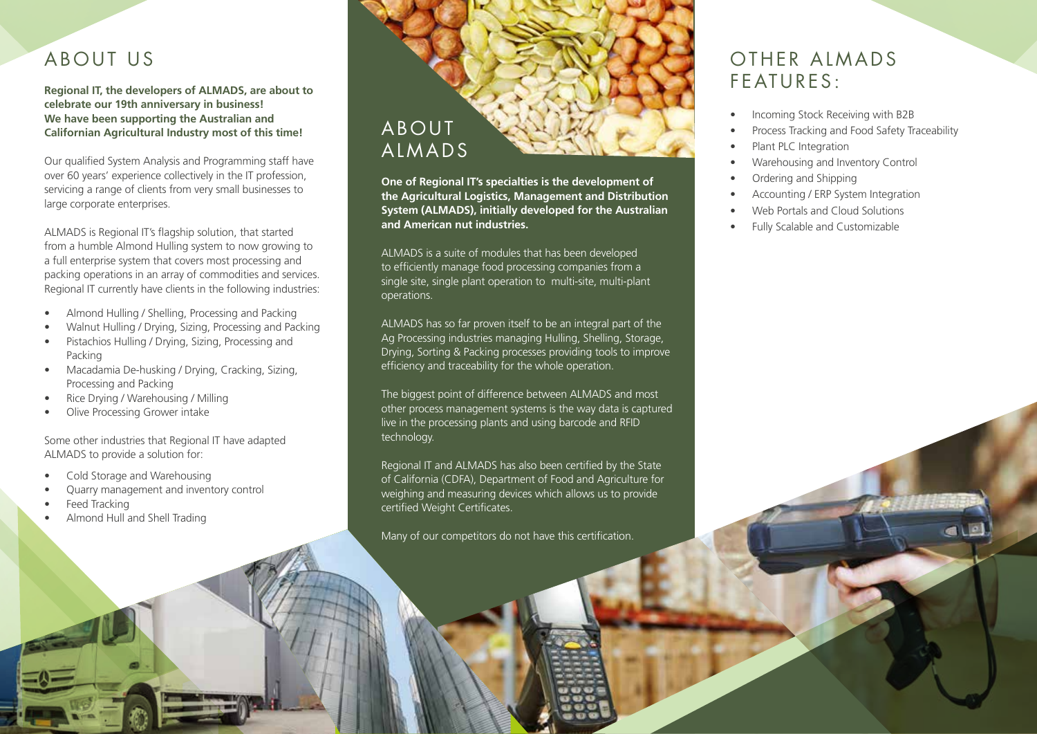# ABOUT US

**Regional IT, the developers of ALMADS, are about to celebrate our 19th anniversary in business! We have been supporting the Australian and Californian Agricultural Industry most of this time!**

Our qualified System Analysis and Programming staff have over 60 years' experience collectively in the IT profession, servicing a range of clients from very small businesses to large corporate enterprises.

ALMADS is Regional IT's flagship solution, that started from a humble Almond Hulling system to now growing to a full enterprise system that covers most processing and packing operations in an array of commodities and services. Regional IT currently have clients in the following industries:

- Almond Hulling / Shelling, Processing and Packing
- Walnut Hulling / Drying, Sizing, Processing and Packing
- Pistachios Hulling / Drying, Sizing, Processing and Packing
- Macadamia De-husking / Drying, Cracking, Sizing, Processing and Packing
- Rice Drying / Warehousing / Milling
- Olive Processing Grower intake

Some other industries that Regional IT have adapted ALMADS to provide a solution for:

- Cold Storage and Warehousing
- Quarry management and inventory control
- Feed Tracking
- Almond Hull and Shell Trading

# ABOUT ALMADS

**One of Regional IT's specialties is the development of the Agricultural Logistics, Management and Distribution System (ALMADS), initially developed for the Australian and American nut industries.**

ALMADS is a suite of modules that has been developed to efficiently manage food processing companies from a single site, single plant operation to multi-site, multi-plant operations.

ALMADS has so far proven itself to be an integral part of the Ag Processing industries managing Hulling, Shelling, Storage, Drying, Sorting & Packing processes providing tools to improve efficiency and traceability for the whole operation.

The biggest point of difference between ALMADS and most other process management systems is the way data is captured live in the processing plants and using barcode and RFID technology.

Regional IT and ALMADS has also been certified by the State of California (CDFA), Department of Food and Agriculture for weighing and measuring devices which allows us to provide certified Weight Certificates.

Many of our competitors do not have this certification.

# OTHER ALMADS FEATURES:

- Incoming Stock Receiving with B2B
- Process Tracking and Food Safety Traceability
- Plant PLC Integration
- Warehousing and Inventory Control
- Ordering and Shipping
- Accounting / ERP System Integration
- Web Portals and Cloud Solutions
- Fully Scalable and Customizable